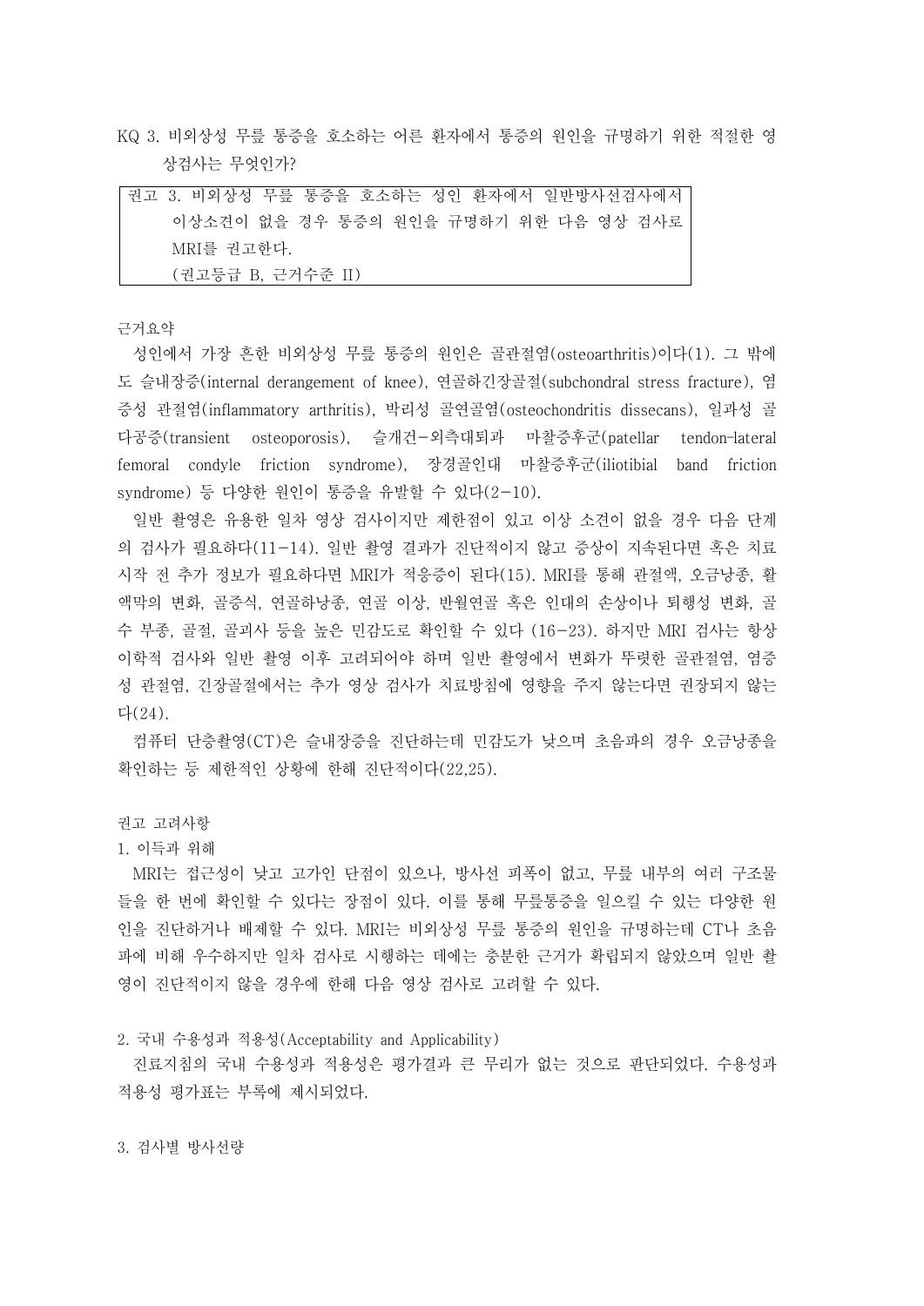KQ 3. 비외상성 무릎 통증을 호소하는 어른 환자에서 통증의 원인을 규명하기 위한 적절한 영상검사는 무엇인가?

> 권고 3. 비외상성 무릎 통증을 호소하는 성인 환자에서 일반방사선검사에서 이상소견이 없을 경우 통증의 원인을 규명하기 위한 다음 영상 검사로 MRI를 권고한다.
> (권고등급 B, 근거수준 II)

근거요약

성인에서 가장 흔한 비외상성 무릎 통증의 원인은 골관절염(osteoarthritis)이다(1). 그 밖에도 슬내장증(internal derangement of knee), 연골하긴장골절(subchondral stress fracture), 염증성 관절염(inflammatory arthritis), 박리성 골연골염(osteochondritis dissecans), 일과성 골다공증(transient osteoporosis), 슬개건-외측대퇴과 마찰증후군(patellar tendon-lateral femoral condyle friction syndrome), 장경골인대 마찰증후군(iliotibial band friction syndrome) 등 다양한 원인이 통증을 유발할 수 있다(2-10).

일반 촬영은 유용한 일차 영상 검사이지만 제한점이 있고 이상 소견이 없을 경우 다음 단계의 검사가 필요하다(11-14). 일반 촬영 결과가 진단적이지 않고 증상이 지속된다면 혹은 치료 시작 전 추가 정보가 필요하다면 MRI가 적응증이 된다(15). MRI를 통해 관절액, 오금낭종, 활액막의 변화, 골증식, 연골하낭종, 연골 이상, 반월연골 혹은 인대의 손상이나 퇴행성 변화, 골수 부종, 골절, 골괴사 등을 높은 민감도로 확인할 수 있다 (16-23). 하지만 MRI 검사는 항상 이학적 검사와 일반 촬영 이후 고려되어야 하며 일반 촬영에서 변화가 뚜렷한 골관절염, 염증성 관절염, 긴장골절에서는 추가 영상 검사가 치료방침에 영향을 주지 않는다면 권장되지 않는다(24).

컴퓨터 단층촬영(CT)은 슬내장증을 진단하는데 민감도가 낮으며 초음파의 경우 오금낭종을 확인하는 등 제한적인 상황에 한해 진단적이다(22,25).

권고 고려사항

1. 이득과 위해

MRI는 접근성이 낮고 고가인 단점이 있으나, 방사선 피폭이 없고, 무릎 내부의 여러 구조물들을 한 번에 확인할 수 있다는 장점이 있다. 이를 통해 무릎통증을 일으킬 수 있는 다양한 원인을 진단하거나 배제할 수 있다. MRI는 비외상성 무릎 통증의 원인을 규명하는데 CT나 초음파에 비해 우수하지만 일차 검사로 시행하는 데에는 충분한 근거가 확립되지 않았으며 일반 촬영이 진단적이지 않을 경우에 한해 다음 영상 검사로 고려할 수 있다.

2. 국내 수용성과 적용성(Acceptability and Applicability)

진료지침의 국내 수용성과 적용성은 평가결과 큰 무리가 없는 것으로 판단되었다. 수용성과 적용성 평가표는 부록에 제시되었다.

3. 검사별 방사선량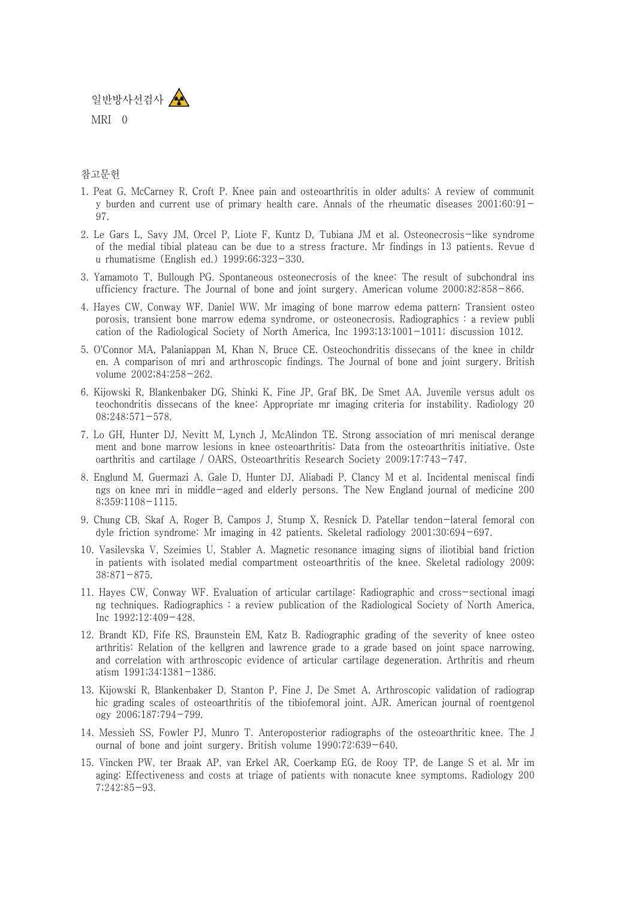일반방사선검사

MRI 0

참고문헌

1. Peat G, McCarney R, Croft P. Knee pain and osteoarthritis in older adults: A review of community burden and current use of primary health care. Annals of the rheumatic diseases 2001;60:91-97.
2. Le Gars L, Savy JM, Orcel P, Liote F, Kuntz D, Tubiana JM et al. Osteonecrosis-like syndrome of the medial tibial plateau can be due to a stress fracture. Mr findings in 13 patients. Revue du rhumatisme (English ed.) 1999;66:323-330.
3. Yamamoto T, Bullough PG. Spontaneous osteonecrosis of the knee: The result of subchondral insufficiency fracture. The Journal of bone and joint surgery. American volume 2000;82:858-866.
4. Hayes CW, Conway WF, Daniel WW. Mr imaging of bone marrow edema pattern: Transient osteoporosis, transient bone marrow edema syndrome, or osteonecrosis. Radiographics : a review publication of the Radiological Society of North America, Inc 1993;13:1001-1011; discussion 1012.
5. O'Connor MA, Palaniappan M, Khan N, Bruce CE. Osteochondritis dissecans of the knee in children. A comparison of mri and arthroscopic findings. The Journal of bone and joint surgery. British volume 2002;84:258-262.
6. Kijowski R, Blankenbaker DG, Shinki K, Fine JP, Graf BK, De Smet AA. Juvenile versus adult osteochondritis dissecans of the knee: Appropriate mr imaging criteria for instability. Radiology 2008;248:571-578.
7. Lo GH, Hunter DJ, Nevitt M, Lynch J, McAlindon TE. Strong association of mri meniscal derangement and bone marrow lesions in knee osteoarthritis: Data from the osteoarthritis initiative. Osteoarthritis and cartilage / OARS, Osteoarthritis Research Society 2009;17:743-747.
8. Englund M, Guermazi A, Gale D, Hunter DJ, Aliabadi P, Clancy M et al. Incidental meniscal findings on knee mri in middle-aged and elderly persons. The New England journal of medicine 2008;359:1108-1115.
9. Chung CB, Skaf A, Roger B, Campos J, Stump X, Resnick D. Patellar tendon-lateral femoral condyle friction syndrome: Mr imaging in 42 patients. Skeletal radiology 2001;30:694-697.
10. Vasilevska V, Szeimies U, Stabler A. Magnetic resonance imaging signs of iliotibial band friction in patients with isolated medial compartment osteoarthritis of the knee. Skeletal radiology 2009;38:871-875.
11. Hayes CW, Conway WF. Evaluation of articular cartilage: Radiographic and cross-sectional imaging techniques. Radiographics : a review publication of the Radiological Society of North America, Inc 1992;12:409-428.
12. Brandt KD, Fife RS, Braunstein EM, Katz B. Radiographic grading of the severity of knee osteoarthritis: Relation of the kellgren and lawrence grade to a grade based on joint space narrowing, and correlation with arthroscopic evidence of articular cartilage degeneration. Arthritis and rheumatism 1991;34:1381-1386.
13. Kijowski R, Blankenbaker D, Stanton P, Fine J, De Smet A. Arthroscopic validation of radiographic grading scales of osteoarthritis of the tibiofemoral joint. AJR. American journal of roentgenology 2006;187:794-799.
14. Messieh SS, Fowler PJ, Munro T. Anteroposterior radiographs of the osteoarthritic knee. The Journal of bone and joint surgery. British volume 1990;72:639-640.
15. Vincken PW, ter Braak AP, van Erkel AR, Coerkamp EG, de Rooy TP, de Lange S et al. Mr imaging: Effectiveness and costs at triage of patients with nonacute knee symptoms. Radiology 2007;242:85-93.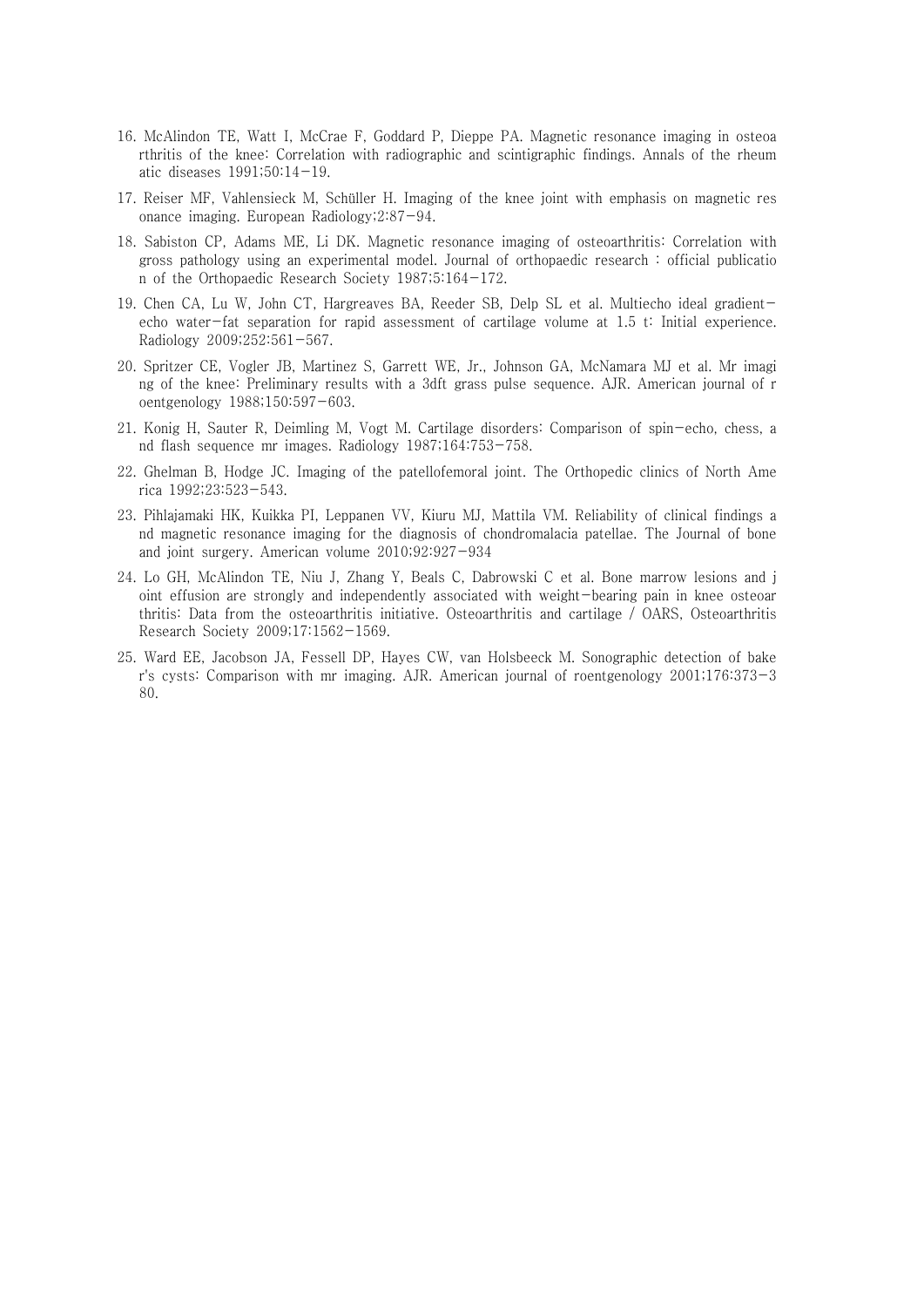16. McAlindon TE, Watt I, McCrae F, Goddard P, Dieppe PA. Magnetic resonance imaging in osteoarthritis of the knee: Correlation with radiographic and scintigraphic findings. Annals of the rheumatic diseases 1991;50:14–19.

17. Reiser MF, Vahlensieck M, Schüller H. Imaging of the knee joint with emphasis on magnetic resonance imaging. European Radiology;2:87–94.

18. Sabiston CP, Adams ME, Li DK. Magnetic resonance imaging of osteoarthritis: Correlation with gross pathology using an experimental model. Journal of orthopaedic research : official publication of the Orthopaedic Research Society 1987;5:164–172.

19. Chen CA, Lu W, John CT, Hargreaves BA, Reeder SB, Delp SL et al. Multiecho ideal gradient-echo water-fat separation for rapid assessment of cartilage volume at 1.5 t: Initial experience. Radiology 2009;252:561–567.

20. Spritzer CE, Vogler JB, Martinez S, Garrett WE, Jr., Johnson GA, McNamara MJ et al. Mr imaging of the knee: Preliminary results with a 3dft grass pulse sequence. AJR. American journal of roentgenology 1988;150:597–603.

21. Konig H, Sauter R, Deimling M, Vogt M. Cartilage disorders: Comparison of spin-echo, chess, and flash sequence mr images. Radiology 1987;164:753–758.

22. Ghelman B, Hodge JC. Imaging of the patellofemoral joint. The Orthopedic clinics of North America 1992;23:523–543.

23. Pihlajamaki HK, Kuikka PI, Leppanen VV, Kiuru MJ, Mattila VM. Reliability of clinical findings and magnetic resonance imaging for the diagnosis of chondromalacia patellae. The Journal of bone and joint surgery. American volume 2010;92:927–934

24. Lo GH, McAlindon TE, Niu J, Zhang Y, Beals C, Dabrowski C et al. Bone marrow lesions and joint effusion are strongly and independently associated with weight-bearing pain in knee osteoarthritis: Data from the osteoarthritis initiative. Osteoarthritis and cartilage / OARS, Osteoarthritis Research Society 2009;17:1562–1569.

25. Ward EE, Jacobson JA, Fessell DP, Hayes CW, van Holsbeeck M. Sonographic detection of baker's cysts: Comparison with mr imaging. AJR. American journal of roentgenology 2001;176:373–380.